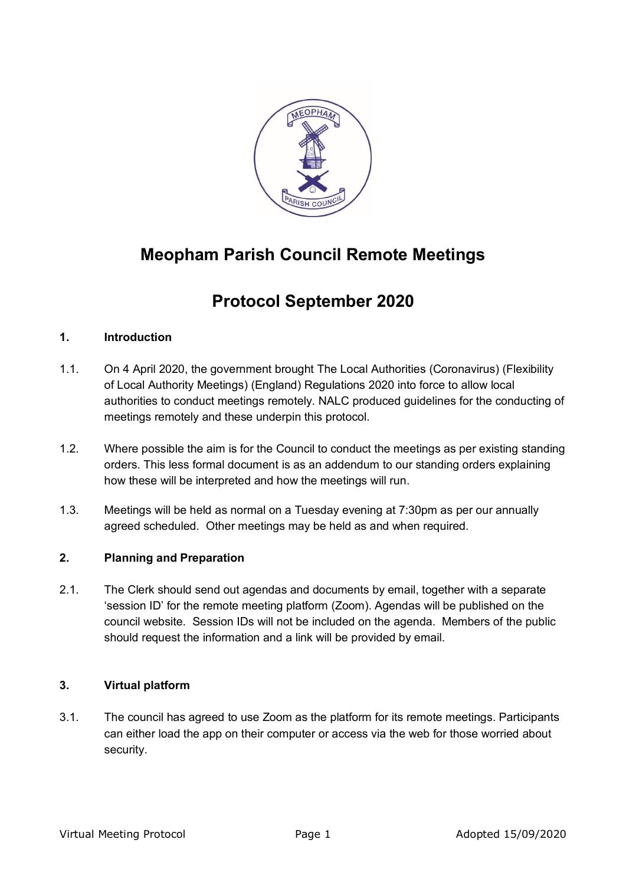# Meopham Parish Council Remote Meetings

# Protocol September 2020

## 1. Introduction

1.1. On 4 April 2020, the government brought The Local Authorities (Coronavirus) (Flexibility of Local Authority Meetings) (England) Regulations 2020 into force to allow local authorities to conduct meetings remotely. NALC produced guidelines for the conducting of meetings remotely and these underpin this protocol.

1.2. Where possible the aim is for the Council to conduct the meetings as per existing standing orders. This less formal document is as an addendum to our standing orders explaining how these will be interpreted and how the meetings will run.

1.3. Meetings will be held as normal on a Tuesday evening at 7:30pm as per our annually agreed scheduled. Other meetings may be held as and when required.

## 2. Planning and Preparation

2.1. The Clerk should send out agendas and documents by email, together with a separate 'session ID' for the remote meeting platform (Zoom). Agendas will be published on the council website. Session IDs will not be included on the agenda. Members of the public should request the information and a link will be provided by email.

## 3. Virtual platform

3.1. The council has agreed to use Zoom as the platform for its remote meetings. Participants can either load the app on their computer or access via the web for those worried about security.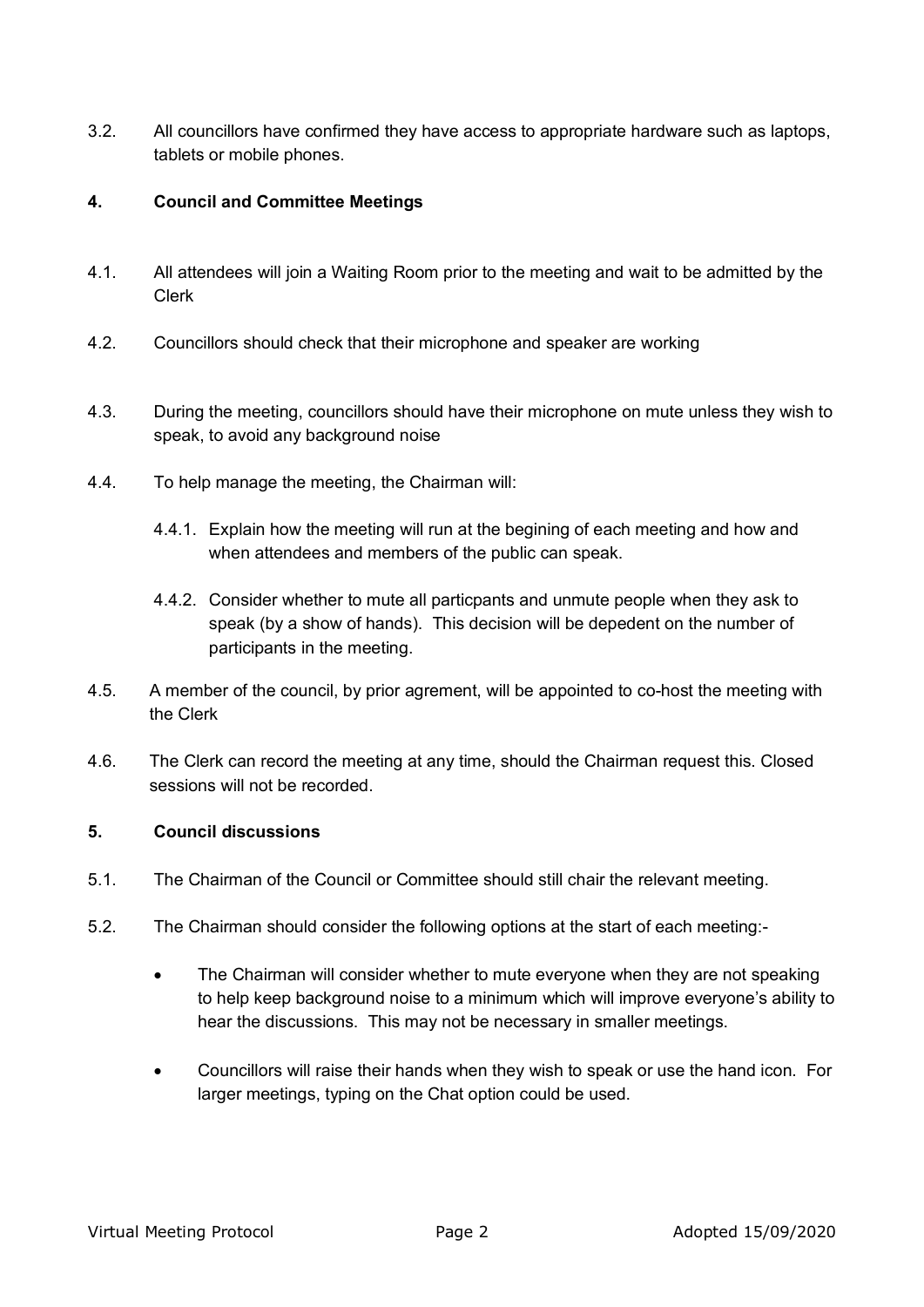3.2. All councillors have confirmed they have access to appropriate hardware such as laptops, tablets or mobile phones.

## 4. Council and Committee Meetings

4.1. All attendees will join a Waiting Room prior to the meeting and wait to be admitted by the Clerk

4.2. Councillors should check that their microphone and speaker are working

4.3. During the meeting, councillors should have their microphone on mute unless they wish to speak, to avoid any background noise

4.4. To help manage the meeting, the Chairman will:

4.4.1. Explain how the meeting will run at the begining of each meeting and how and when attendees and members of the public can speak.

4.4.2. Consider whether to mute all particpants and unmute people when they ask to speak (by a show of hands). This decision will be depedent on the number of participants in the meeting.

4.5. A member of the council, by prior agrement, will be appointed to co-host the meeting with the Clerk

4.6. The Clerk can record the meeting at any time, should the Chairman request this. Closed sessions will not be recorded.

## 5. Council discussions

5.1. The Chairman of the Council or Committee should still chair the relevant meeting.

5.2. The Chairman should consider the following options at the start of each meeting:-

- The Chairman will consider whether to mute everyone when they are not speaking to help keep background noise to a minimum which will improve everyone's ability to hear the discussions. This may not be necessary in smaller meetings.

- Councillors will raise their hands when they wish to speak or use the hand icon. For larger meetings, typing on the Chat option could be used.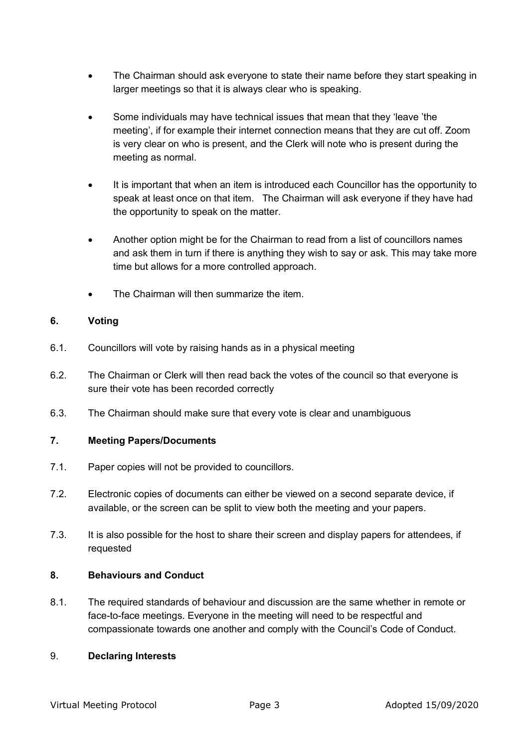- The Chairman should ask everyone to state their name before they start speaking in larger meetings so that it is always clear who is speaking.

- Some individuals may have technical issues that mean that they 'leave 'the meeting', if for example their internet connection means that they are cut off. Zoom is very clear on who is present, and the Clerk will note who is present during the meeting as normal.

- It is important that when an item is introduced each Councillor has the opportunity to speak at least once on that item. The Chairman will ask everyone if they have had the opportunity to speak on the matter.

- Another option might be for the Chairman to read from a list of councillors names and ask them in turn if there is anything they wish to say or ask. This may take more time but allows for a more controlled approach.

- The Chairman will then summarize the item.

## 6. Voting

6.1. Councillors will vote by raising hands as in a physical meeting

6.2. The Chairman or Clerk will then read back the votes of the council so that everyone is sure their vote has been recorded correctly

6.3. The Chairman should make sure that every vote is clear and unambiguous

## 7. Meeting Papers/Documents

7.1. Paper copies will not be provided to councillors.

7.2. Electronic copies of documents can either be viewed on a second separate device, if available, or the screen can be split to view both the meeting and your papers.

7.3. It is also possible for the host to share their screen and display papers for attendees, if requested

## 8. Behaviours and Conduct

8.1. The required standards of behaviour and discussion are the same whether in remote or face-to-face meetings. Everyone in the meeting will need to be respectful and compassionate towards one another and comply with the Council's Code of Conduct.

## 9. Declaring Interests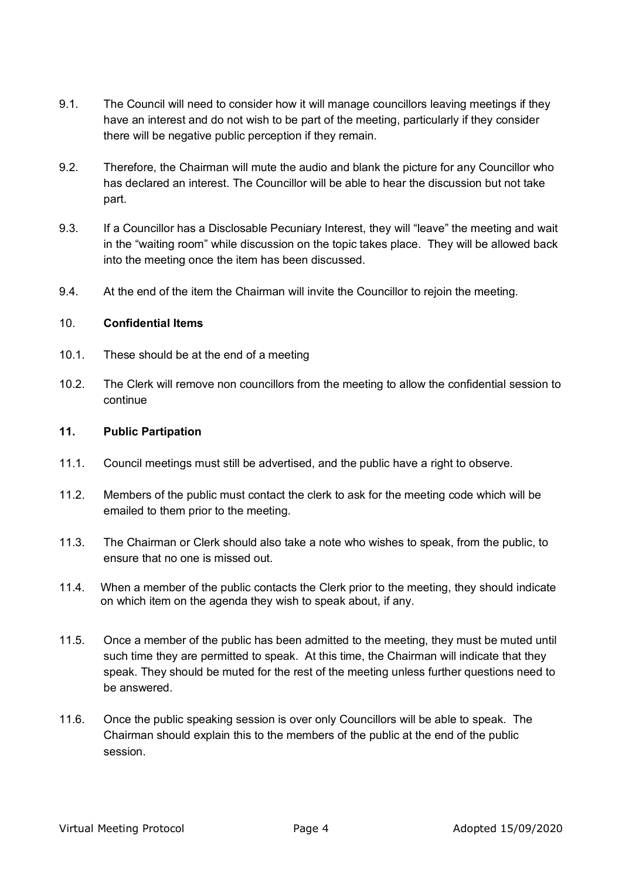9.1. The Council will need to consider how it will manage councillors leaving meetings if they have an interest and do not wish to be part of the meeting, particularly if they consider there will be negative public perception if they remain.

9.2. Therefore, the Chairman will mute the audio and blank the picture for any Councillor who has declared an interest. The Councillor will be able to hear the discussion but not take part.

9.3. If a Councillor has a Disclosable Pecuniary Interest, they will "leave" the meeting and wait in the "waiting room" while discussion on the topic takes place. They will be allowed back into the meeting once the item has been discussed.

9.4. At the end of the item the Chairman will invite the Councillor to rejoin the meeting.

## 10. **Confidential Items**

10.1. These should be at the end of a meeting

10.2. The Clerk will remove non councillors from the meeting to allow the confidential session to continue

## **11. Public Partipation**

11.1. Council meetings must still be advertised, and the public have a right to observe.

11.2. Members of the public must contact the clerk to ask for the meeting code which will be emailed to them prior to the meeting.

11.3. The Chairman or Clerk should also take a note who wishes to speak, from the public, to ensure that no one is missed out.

11.4. When a member of the public contacts the Clerk prior to the meeting, they should indicate on which item on the agenda they wish to speak about, if any.

11.5. Once a member of the public has been admitted to the meeting, they must be muted until such time they are permitted to speak. At this time, the Chairman will indicate that they speak. They should be muted for the rest of the meeting unless further questions need to be answered.

11.6. Once the public speaking session is over only Councillors will be able to speak. The Chairman should explain this to the members of the public at the end of the public session.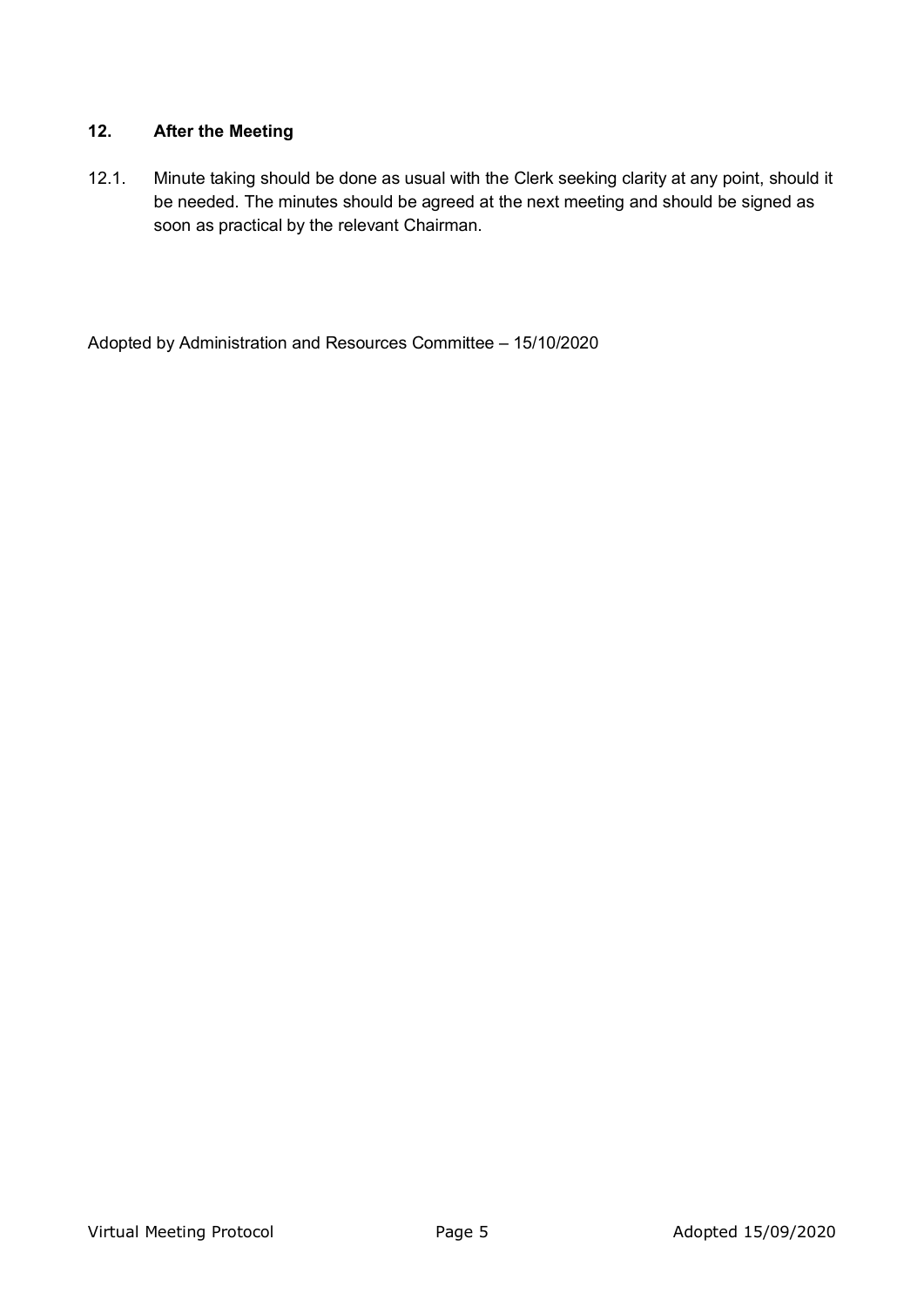## 12. After the Meeting

12.1. Minute taking should be done as usual with the Clerk seeking clarity at any point, should it be needed. The minutes should be agreed at the next meeting and should be signed as soon as practical by the relevant Chairman.

Adopted by Administration and Resources Committee – 15/10/2020